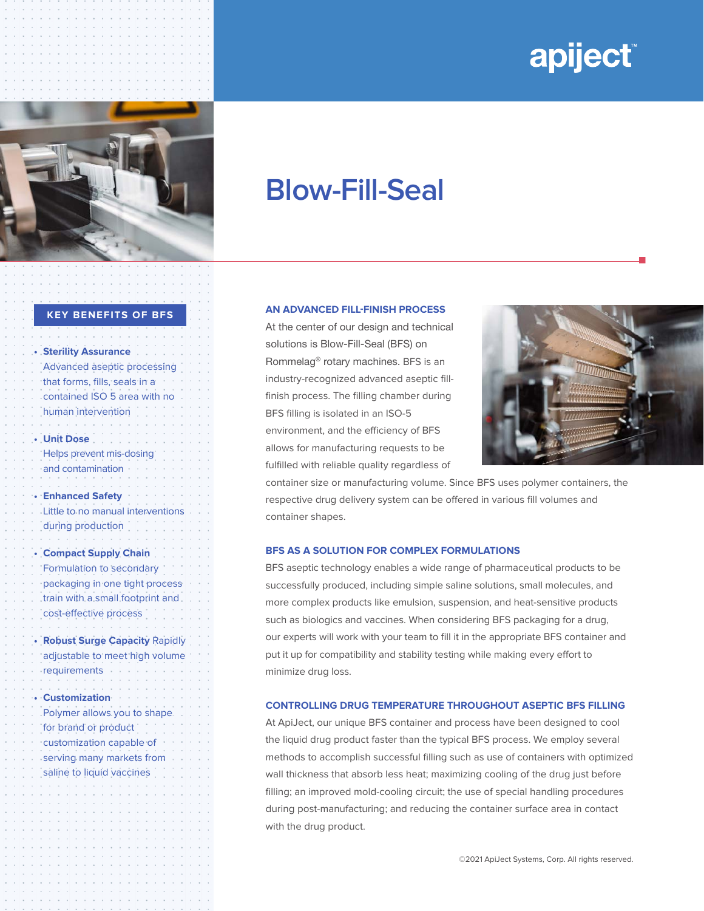apiject™

# Blow-Fill-Seal

## KEY BENEFITS OF BFS

- **Sterility Assurance** Advanced aseptic processing that forms, fills, seals in a contained ISO 5 area with no human intervention
- **Unit Dose** Helps prevent mis-dosing and contamination
- **Enhanced Safety** Little to no manual interventions during production
- **Compact Supply Chain** Formulation to secondary packaging in one tight process train with a small footprint and cost-effective process
- **Robust Surge Capacity** Rapidly adjustable to meet high volume requirements
- **Customization** Polymer allows you to shape for brand or product customization capable of serving many markets from saline to liquid vaccines

### AN ADVANCED FILL-FINISH PROCESS

At the center of our design and technical solutions is Blow-Fill-Seal (BFS) on Rommelag® rotary machines. BFS is an industry-recognized advanced aseptic fill-finish process. The filling chamber during BFS filling is isolated in an ISO-5 environment, and the efficiency of BFS allows for manufacturing requests to be fulfilled with reliable quality regardless of container size or manufacturing volume. Since BFS uses polymer containers, the respective drug delivery system can be offered in various fill volumes and container shapes.

### BFS AS A SOLUTION FOR COMPLEX FORMULATIONS

BFS aseptic technology enables a wide range of pharmaceutical products to be successfully produced, including simple saline solutions, small molecules, and more complex products like emulsion, suspension, and heat-sensitive products such as biologics and vaccines. When considering BFS packaging for a drug, our experts will work with your team to fill it in the appropriate BFS container and put it up for compatibility and stability testing while making every effort to minimize drug loss.

### CONTROLLING DRUG TEMPERATURE THROUGHOUT ASEPTIC BFS FILLING

At ApiJect, our unique BFS container and process have been designed to cool the liquid drug product faster than the typical BFS process. We employ several methods to accomplish successful filling such as use of containers with optimized wall thickness that absorb less heat; maximizing cooling of the drug just before filling; an improved mold-cooling circuit; the use of special handling procedures during post-manufacturing; and reducing the container surface area in contact with the drug product.

©2021 ApiJect Systems, Corp. All rights reserved.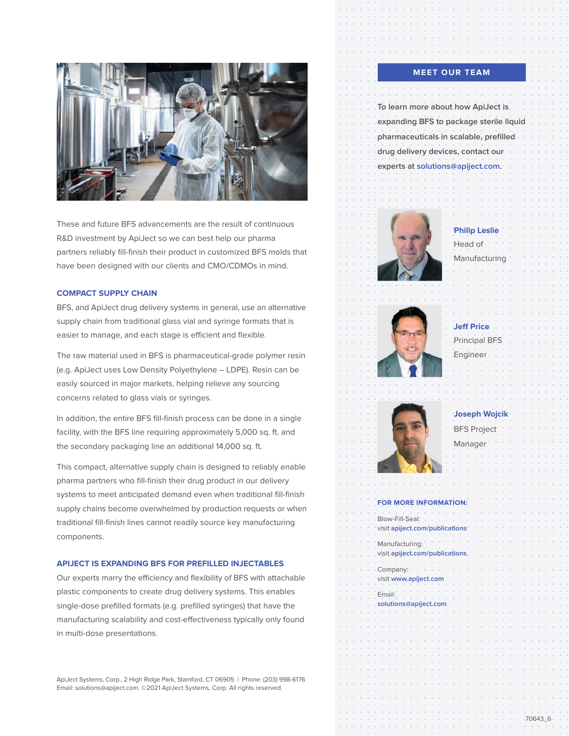These and future BFS advancements are the result of continuous R&D investment by ApiJect so we can best help our pharma partners reliably fill-finish their product in customized BFS molds that have been designed with our clients and CMO/CDMOs in mind.

### COMPACT SUPPLY CHAIN

BFS, and ApiJect drug delivery systems in general, use an alternative supply chain from traditional glass vial and syringe formats that is easier to manage, and each stage is efficient and flexible.

The raw material used in BFS is pharmaceutical-grade polymer resin (e.g. ApiJect uses Low Density Polyethylene – LDPE). Resin can be easily sourced in major markets, helping relieve any sourcing concerns related to glass vials or syringes.

In addition, the entire BFS fill-finish process can be done in a single facility, with the BFS line requiring approximately 5,000 sq. ft. and the secondary packaging line an additional 14,000 sq. ft.

This compact, alternative supply chain is designed to reliably enable pharma partners who fill-finish their drug product in our delivery systems to meet anticipated demand even when traditional fill-finish supply chains become overwhelmed by production requests or when traditional fill-finish lines cannot readily source key manufacturing components.

### APIJECT IS EXPANDING BFS FOR PREFILLED INJECTABLES

Our experts marry the efficiency and flexibility of BFS with attachable plastic components to create drug delivery systems. This enables single-dose prefilled formats (e.g. prefilled syringes) that have the manufacturing scalability and cost-effectiveness typically only found in multi-dose presentations.

ApiJect Systems, Corp., 2 High Ridge Park, Stamford, CT 06905 | Phone: (203) 998-6176
Email: solutions@apiject.com. ©2021 ApiJect Systems, Corp. All rights reserved.

## MEET OUR TEAM

To learn more about how ApiJect is expanding BFS to package sterile liquid pharmaceuticals in scalable, prefilled drug delivery devices, contact our experts at solutions@apiject.com.

**Philip Leslie**
Head of Manufacturing

**Jeff Price**
Principal BFS Engineer

**Joseph Wojcik**
BFS Project Manager

### FOR MORE INFORMATION:

Blow-Fill-Seal:
visit apiject.com/publications

Manufacturing:
visit apiject.com/publications

Company:
visit www.apiject.com

Email:
solutions@apiject.com

70643_6